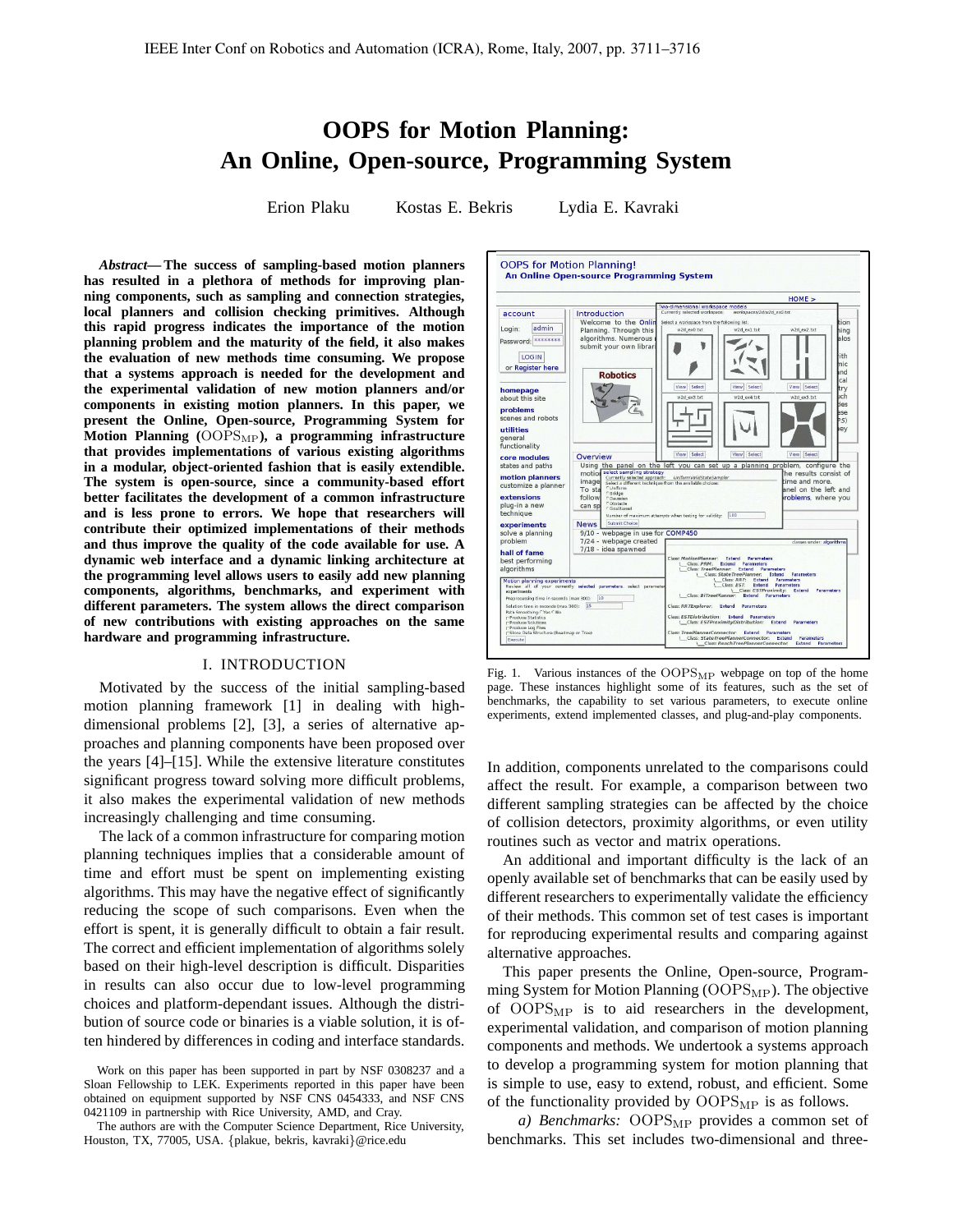# OOPS for Motion Planning: An Online, Open-source, Programming System

Erion Plaku    Kostas E. Bekris    Lydia E. Kavraki

***Abstract*— The success of sampling-based motion planners has resulted in a plethora of methods for improving planning components, such as sampling and connection strategies, local planners and collision checking primitives. Although this rapid progress indicates the importance of the motion planning problem and the maturity of the field, it also makes the evaluation of new methods time consuming. We propose that a systems approach is needed for the development and the experimental validation of new motion planners and/or components in existing motion planners. In this paper, we present the Online, Open-source, Programming System for Motion Planning ($\mathrm{OOPS_{MP}}$), a programming infrastructure that provides implementations of various existing algorithms in a modular, object-oriented fashion that is easily extendible. The system is open-source, since a community-based effort better facilitates the development of a common infrastructure and is less prone to errors. We hope that researchers will contribute their optimized implementations of their methods and thus improve the quality of the code available for use. A dynamic web interface and a dynamic linking architecture at the programming level allows users to easily add new planning components, algorithms, benchmarks, and experiment with different parameters. The system allows the direct comparison of new contributions with existing approaches on the same hardware and programming infrastructure.**

## I. INTRODUCTION

Motivated by the success of the initial sampling-based motion planning framework [1] in dealing with high-dimensional problems [2], [3], a series of alternative approaches and planning components have been proposed over the years [4]–[15]. While the extensive literature constitutes significant progress toward solving more difficult problems, it also makes the experimental validation of new methods increasingly challenging and time consuming.

The lack of a common infrastructure for comparing motion planning techniques implies that a considerable amount of time and effort must be spent on implementing existing algorithms. This may have the negative effect of significantly reducing the scope of such comparisons. Even when the effort is spent, it is generally difficult to obtain a fair result. The correct and efficient implementation of algorithms solely based on their high-level description is difficult. Disparities in results can also occur due to low-level programming choices and platform-dependant issues. Although the distribution of source code or binaries is a viable solution, it is often hindered by differences in coding and interface standards.

Work on this paper has been supported in part by NSF 0308237 and a Sloan Fellowship to LEK. Experiments reported in this paper have been obtained on equipment supported by NSF CNS 0454333, and NSF CNS 0421109 in partnership with Rice University, AMD, and Cray.

The authors are with the Computer Science Department, Rice University, Houston, TX, 77005, USA. {plakue, bekris, kavraki}@rice.edu

Fig. 1. Various instances of the $\mathrm{OOPS_{MP}}$ webpage on top of the home page. These instances highlight some of its features, such as the set of benchmarks, the capability to set various parameters, to execute online experiments, extend implemented classes, and plug-and-play components.

In addition, components unrelated to the comparisons could affect the result. For example, a comparison between two different sampling strategies can be affected by the choice of collision detectors, proximity algorithms, or even utility routines such as vector and matrix operations.

An additional and important difficulty is the lack of an openly available set of benchmarks that can be easily used by different researchers to experimentally validate the efficiency of their methods. This common set of test cases is important for reproducing experimental results and comparing against alternative approaches.

This paper presents the Online, Open-source, Programming System for Motion Planning ($\mathrm{OOPS_{MP}}$). The objective of $\mathrm{OOPS_{MP}}$ is to aid researchers in the development, experimental validation, and comparison of motion planning components and methods. We undertook a systems approach to develop a programming system for motion planning that is simple to use, easy to extend, robust, and efficient. Some of the functionality provided by $\mathrm{OOPS_{MP}}$ is as follows.

*a) Benchmarks:* $\mathrm{OOPS_{MP}}$ provides a common set of benchmarks. This set includes two-dimensional and three-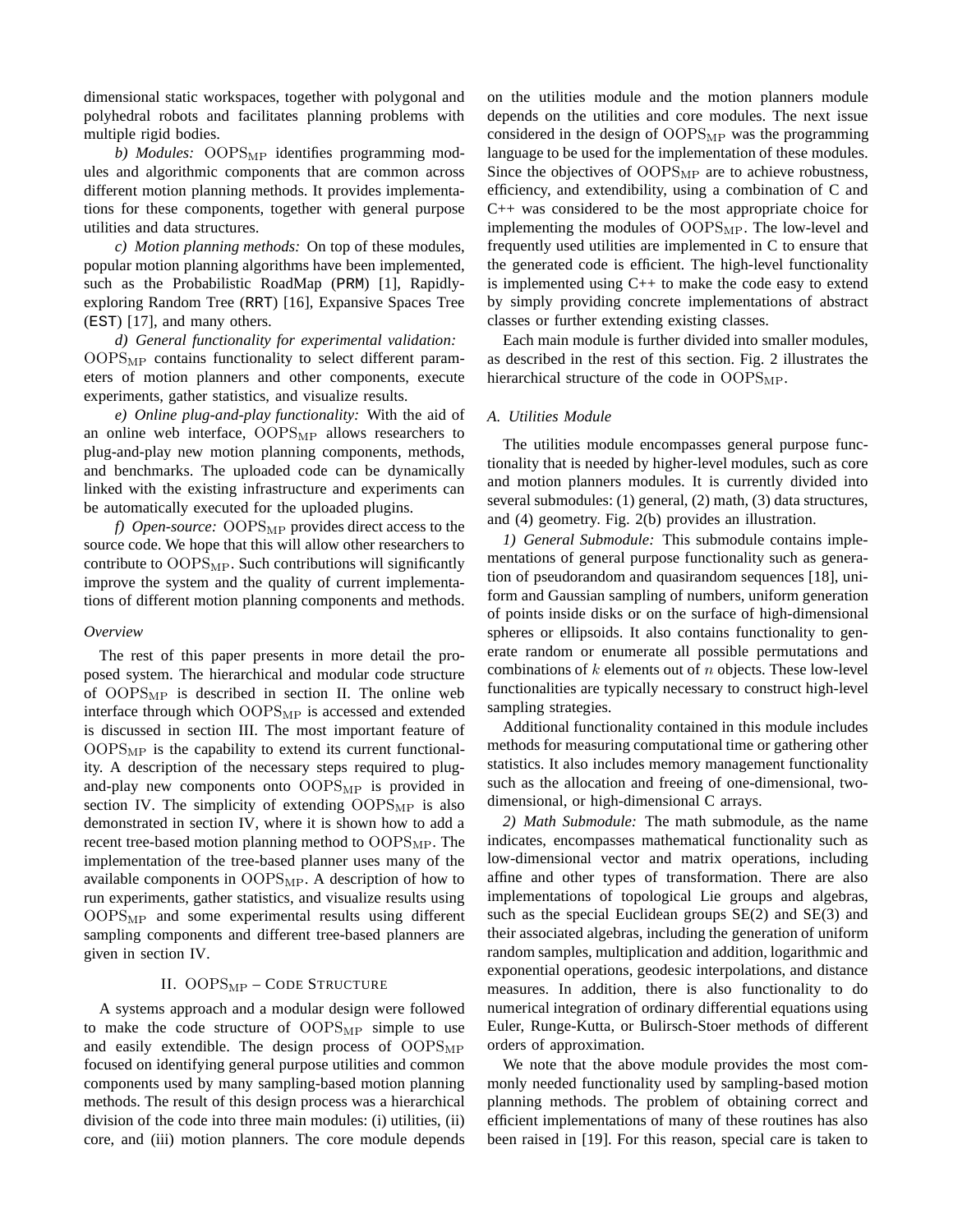dimensional static workspaces, together with polygonal and polyhedral robots and facilitates planning problems with multiple rigid bodies.

*b) Modules:* $\mathrm{OOPS_{MP}}$ identifies programming modules and algorithmic components that are common across different motion planning methods. It provides implementations for these components, together with general purpose utilities and data structures.

*c) Motion planning methods:* On top of these modules, popular motion planning algorithms have been implemented, such as the Probabilistic RoadMap (PRM) [1], Rapidly-exploring Random Tree (RRT) [16], Expansive Spaces Tree (EST) [17], and many others.

*d) General functionality for experimental validation:* $\mathrm{OOPS_{MP}}$ contains functionality to select different parameters of motion planners and other components, execute experiments, gather statistics, and visualize results.

*e) Online plug-and-play functionality:* With the aid of an online web interface, $\mathrm{OOPS_{MP}}$ allows researchers to plug-and-play new motion planning components, methods, and benchmarks. The uploaded code can be dynamically linked with the existing infrastructure and experiments can be automatically executed for the uploaded plugins.

*f) Open-source:* $\mathrm{OOPS_{MP}}$ provides direct access to the source code. We hope that this will allow other researchers to contribute to $\mathrm{OOPS_{MP}}$. Such contributions will significantly improve the system and the quality of current implementations of different motion planning components and methods.

### *Overview*

The rest of this paper presents in more detail the proposed system. The hierarchical and modular code structure of $\mathrm{OOPS_{MP}}$ is described in section II. The online web interface through which $\mathrm{OOPS_{MP}}$ is accessed and extended is discussed in section III. The most important feature of $\mathrm{OOPS_{MP}}$ is the capability to extend its current functionality. A description of the necessary steps required to plug-and-play new components onto $\mathrm{OOPS_{MP}}$ is provided in section IV. The simplicity of extending $\mathrm{OOPS_{MP}}$ is also demonstrated in section IV, where it is shown how to add a recent tree-based motion planning method to $\mathrm{OOPS_{MP}}$. The implementation of the tree-based planner uses many of the available components in $\mathrm{OOPS_{MP}}$. A description of how to run experiments, gather statistics, and visualize results using $\mathrm{OOPS_{MP}}$ and some experimental results using different sampling components and different tree-based planners are given in section IV.

## II. $\mathrm{OOPS_{MP}}$ – Code Structure

A systems approach and a modular design were followed to make the code structure of $\mathrm{OOPS_{MP}}$ simple to use and easily extendible. The design process of $\mathrm{OOPS_{MP}}$ focused on identifying general purpose utilities and common components used by many sampling-based motion planning methods. The result of this design process was a hierarchical division of the code into three main modules: (i) utilities, (ii) core, and (iii) motion planners. The core module depends on the utilities module and the motion planners module depends on the utilities and core modules. The next issue considered in the design of $\mathrm{OOPS_{MP}}$ was the programming language to be used for the implementation of these modules. Since the objectives of $\mathrm{OOPS_{MP}}$ are to achieve robustness, efficiency, and extendibility, using a combination of C and C++ was considered to be the most appropriate choice for implementing the modules of $\mathrm{OOPS_{MP}}$. The low-level and frequently used utilities are implemented in C to ensure that the generated code is efficient. The high-level functionality is implemented using C++ to make the code easy to extend by simply providing concrete implementations of abstract classes or further extending existing classes.

Each main module is further divided into smaller modules, as described in the rest of this section. Fig. 2 illustrates the hierarchical structure of the code in $\mathrm{OOPS_{MP}}$.

### *A. Utilities Module*

The utilities module encompasses general purpose functionality that is needed by higher-level modules, such as core and motion planners modules. It is currently divided into several submodules: (1) general, (2) math, (3) data structures, and (4) geometry. Fig. 2(b) provides an illustration.

*1) General Submodule:* This submodule contains implementations of general purpose functionality such as generation of pseudorandom and quasirandom sequences [18], uniform and Gaussian sampling of numbers, uniform generation of points inside disks or on the surface of high-dimensional spheres or ellipsoids. It also contains functionality to generate random or enumerate all possible permutations and combinations of $k$ elements out of $n$ objects. These low-level functionalities are typically necessary to construct high-level sampling strategies.

Additional functionality contained in this module includes methods for measuring computational time or gathering other statistics. It also includes memory management functionality such as the allocation and freeing of one-dimensional, two-dimensional, or high-dimensional C arrays.

*2) Math Submodule:* The math submodule, as the name indicates, encompasses mathematical functionality such as low-dimensional vector and matrix operations, including affine and other types of transformation. There are also implementations of topological Lie groups and algebras, such as the special Euclidean groups SE(2) and SE(3) and their associated algebras, including the generation of uniform random samples, multiplication and addition, logarithmic and exponential operations, geodesic interpolations, and distance measures. In addition, there is also functionality to do numerical integration of ordinary differential equations using Euler, Runge-Kutta, or Bulirsch-Stoer methods of different orders of approximation.

We note that the above module provides the most commonly needed functionality used by sampling-based motion planning methods. The problem of obtaining correct and efficient implementations of many of these routines has also been raised in [19]. For this reason, special care is taken to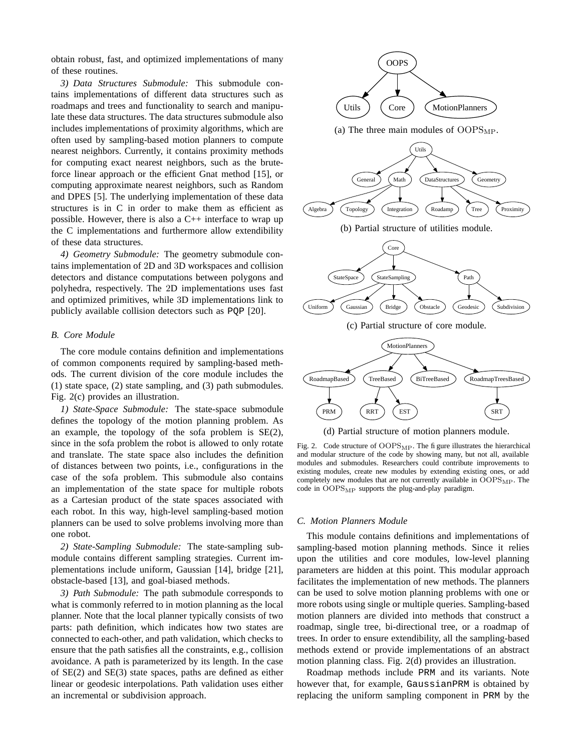obtain robust, fast, and optimized implementations of many of these routines.

*3) Data Structures Submodule:* This submodule contains implementations of different data structures such as roadmaps and trees and functionality to search and manipulate these data structures. The data structures submodule also includes implementations of proximity algorithms, which are often used by sampling-based motion planners to compute nearest neighbors. Currently, it contains proximity methods for computing exact nearest neighbors, such as the brute-force linear approach or the efficient Gnat method [15], or computing approximate nearest neighbors, such as Random and DPES [5]. The underlying implementation of these data structures is in C in order to make them as efficient as possible. However, there is also a C++ interface to wrap up the C implementations and furthermore allow extendibility of these data structures.

*4) Geometry Submodule:* The geometry submodule contains implementation of 2D and 3D workspaces and collision detectors and distance computations between polygons and polyhedra, respectively. The 2D implementations uses fast and optimized primitives, while 3D implementations link to publicly available collision detectors such as `PQP` [20].

### B. Core Module

The core module contains definition and implementations of common components required by sampling-based methods. The current division of the core module includes the (1) state space, (2) state sampling, and (3) path submodules. Fig. 2(c) provides an illustration.

*1) State-Space Submodule:* The state-space submodule defines the topology of the motion planning problem. As an example, the topology of the sofa problem is SE(2), since in the sofa problem the robot is allowed to only rotate and translate. The state space also includes the definition of distances between two points, i.e., configurations in the case of the sofa problem. This submodule also contains an implementation of the state space for multiple robots as a Cartesian product of the state spaces associated with each robot. In this way, high-level sampling-based motion planners can be used to solve problems involving more than one robot.

*2) State-Sampling Submodule:* The state-sampling submodule contains different sampling strategies. Current implementations include uniform, Gaussian [14], bridge [21], obstacle-based [13], and goal-biased methods.

*3) Path Submodule:* The path submodule corresponds to what is commonly referred to in motion planning as the local planner. Note that the local planner typically consists of two parts: path definition, which indicates how two states are connected to each-other, and path validation, which checks to ensure that the path satisfies all the constraints, e.g., collision avoidance. A path is parameterized by its length. In the case of SE(2) and SE(3) state spaces, paths are defined as either linear or geodesic interpolations. Path validation uses either an incremental or subdivision approach.

(a) The three main modules of $\mathrm{OOPS}_{\mathrm{MP}}$.

(b) Partial structure of utilities module.

(c) Partial structure of core module.

(d) Partial structure of motion planners module.

Fig. 2. Code structure of $\mathrm{OOPS}_{\mathrm{MP}}$. The figure illustrates the hierarchical and modular structure of the code by showing many, but not all, available modules and submodules. Researchers could contribute improvements to existing modules, create new modules by extending existing ones, or add completely new modules that are not currently available in $\mathrm{OOPS}_{\mathrm{MP}}$. The code in $\mathrm{OOPS}_{\mathrm{MP}}$ supports the plug-and-play paradigm.

### C. Motion Planners Module

This module contains definitions and implementations of sampling-based motion planning methods. Since it relies upon the utilities and core modules, low-level planning parameters are hidden at this point. This modular approach facilitates the implementation of new methods. The planners can be used to solve motion planning problems with one or more robots using single or multiple queries. Sampling-based motion planners are divided into methods that construct a roadmap, single tree, bi-directional tree, or a roadmap of trees. In order to ensure extendibility, all the sampling-based methods extend or provide implementations of an abstract motion planning class. Fig. 2(d) provides an illustration.

Roadmap methods include `PRM` and its variants. Note however that, for example, `GaussianPRM` is obtained by replacing the uniform sampling component in `PRM` by the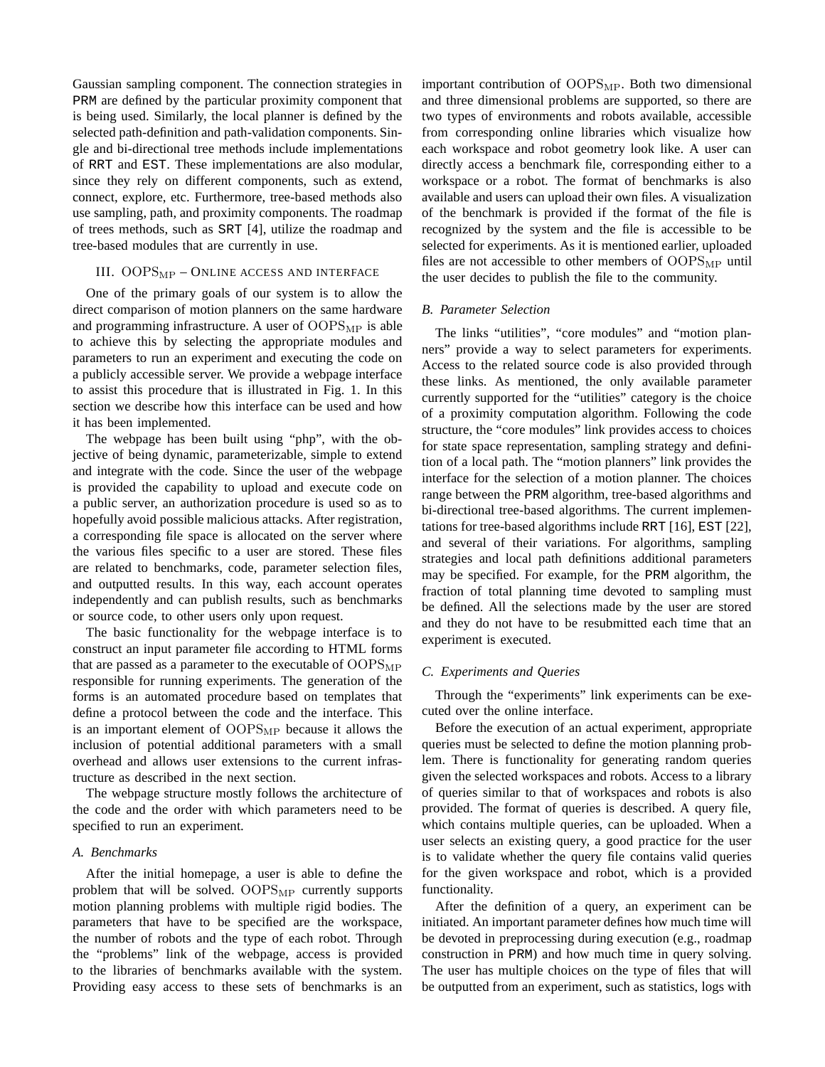Gaussian sampling component. The connection strategies in PRM are defined by the particular proximity component that is being used. Similarly, the local planner is defined by the selected path-definition and path-validation components. Single and bi-directional tree methods include implementations of RRT and EST. These implementations are also modular, since they rely on different components, such as extend, connect, explore, etc. Furthermore, tree-based methods also use sampling, path, and proximity components. The roadmap of trees methods, such as SRT [4], utilize the roadmap and tree-based modules that are currently in use.

## III. $\mathrm{OOPS}_{\mathrm{MP}}$ – Online access and interface

One of the primary goals of our system is to allow the direct comparison of motion planners on the same hardware and programming infrastructure. A user of $\mathrm{OOPS}_{\mathrm{MP}}$ is able to achieve this by selecting the appropriate modules and parameters to run an experiment and executing the code on a publicly accessible server. We provide a webpage interface to assist this procedure that is illustrated in Fig. 1. In this section we describe how this interface can be used and how it has been implemented.

The webpage has been built using "php", with the objective of being dynamic, parameterizable, simple to extend and integrate with the code. Since the user of the webpage is provided the capability to upload and execute code on a public server, an authorization procedure is used so as to hopefully avoid possible malicious attacks. After registration, a corresponding file space is allocated on the server where the various files specific to a user are stored. These files are related to benchmarks, code, parameter selection files, and outputted results. In this way, each account operates independently and can publish results, such as benchmarks or source code, to other users only upon request.

The basic functionality for the webpage interface is to construct an input parameter file according to HTML forms that are passed as a parameter to the executable of $\mathrm{OOPS}_{\mathrm{MP}}$ responsible for running experiments. The generation of the forms is an automated procedure based on templates that define a protocol between the code and the interface. This is an important element of $\mathrm{OOPS}_{\mathrm{MP}}$ because it allows the inclusion of potential additional parameters with a small overhead and allows user extensions to the current infrastructure as described in the next section.

The webpage structure mostly follows the architecture of the code and the order with which parameters need to be specified to run an experiment.

### *A. Benchmarks*

After the initial homepage, a user is able to define the problem that will be solved. $\mathrm{OOPS}_{\mathrm{MP}}$ currently supports motion planning problems with multiple rigid bodies. The parameters that have to be specified are the workspace, the number of robots and the type of each robot. Through the "problems" link of the webpage, access is provided to the libraries of benchmarks available with the system. Providing easy access to these sets of benchmarks is an important contribution of $\mathrm{OOPS}_{\mathrm{MP}}$. Both two dimensional and three dimensional problems are supported, so there are two types of environments and robots available, accessible from corresponding online libraries which visualize how each workspace and robot geometry look like. A user can directly access a benchmark file, corresponding either to a workspace or a robot. The format of benchmarks is also available and users can upload their own files. A visualization of the benchmark is provided if the format of the file is recognized by the system and the file is accessible to be selected for experiments. As it is mentioned earlier, uploaded files are not accessible to other members of $\mathrm{OOPS}_{\mathrm{MP}}$ until the user decides to publish the file to the community.

### *B. Parameter Selection*

The links "utilities", "core modules" and "motion planners" provide a way to select parameters for experiments. Access to the related source code is also provided through these links. As mentioned, the only available parameter currently supported for the "utilities" category is the choice of a proximity computation algorithm. Following the code structure, the "core modules" link provides access to choices for state space representation, sampling strategy and definition of a local path. The "motion planners" link provides the interface for the selection of a motion planner. The choices range between the PRM algorithm, tree-based algorithms and bi-directional tree-based algorithms. The current implementations for tree-based algorithms include RRT [16], EST [22], and several of their variations. For algorithms, sampling strategies and local path definitions additional parameters may be specified. For example, for the PRM algorithm, the fraction of total planning time devoted to sampling must be defined. All the selections made by the user are stored and they do not have to be resubmitted each time that an experiment is executed.

### *C. Experiments and Queries*

Through the "experiments" link experiments can be executed over the online interface.

Before the execution of an actual experiment, appropriate queries must be selected to define the motion planning problem. There is functionality for generating random queries given the selected workspaces and robots. Access to a library of queries similar to that of workspaces and robots is also provided. The format of queries is described. A query file, which contains multiple queries, can be uploaded. When a user selects an existing query, a good practice for the user is to validate whether the query file contains valid queries for the given workspace and robot, which is a provided functionality.

After the definition of a query, an experiment can be initiated. An important parameter defines how much time will be devoted in preprocessing during execution (e.g., roadmap construction in PRM) and how much time in query solving. The user has multiple choices on the type of files that will be outputted from an experiment, such as statistics, logs with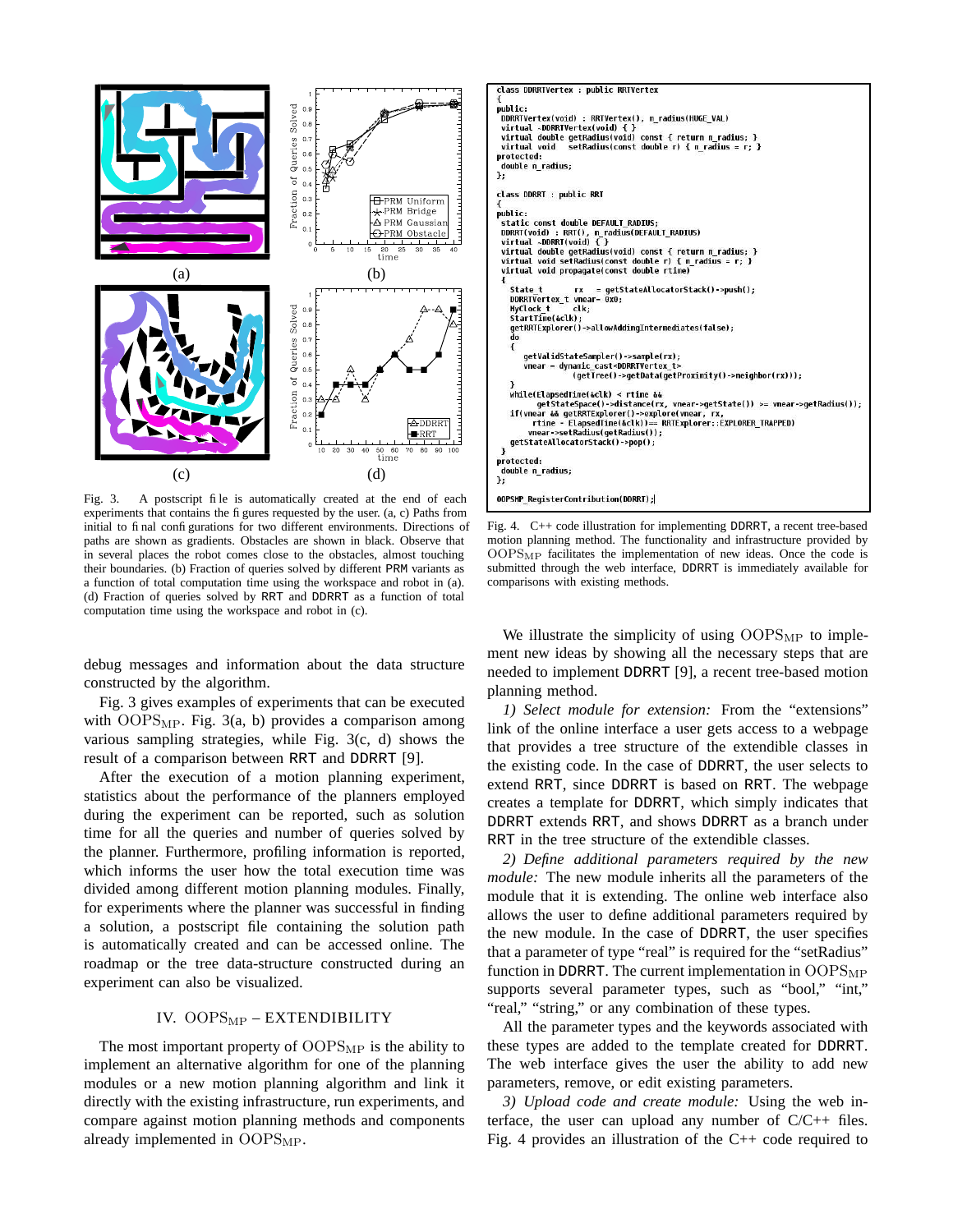Fig. 3. A postscript file is automatically created at the end of each experiments that contains the figures requested by the user. (a, c) Paths from initial to final configurations for two different environments. Directions of paths are shown as gradients. Obstacles are shown in black. Observe that in several places the robot comes close to the obstacles, almost touching their boundaries. (b) Fraction of queries solved by different PRM variants as a function of total computation time using the workspace and robot in (a). (d) Fraction of queries solved by RRT and DDRRT as a function of total computation time using the workspace and robot in (c).

```
class DDRRTVertex : public RRTVertex
{
public:
 DDRRTVertex(void) : RRTVertex(), m_radius(HUGE_VAL)
 virtual ~DDRRTVertex(void) { }
 virtual double getRadius(void) const { return m_radius; }
 virtual void   setRadius(const double r) { m_radius = r; }
protected:
 double m_radius;
};

class DDRRT : public RRT
{
public:
 static const double DEFAULT_RADIUS;
 DDRRT(void) : RRT(), m_radius(DEFAULT_RADIUS)
 virtual ~DDRRT(void) { }
 virtual double getRadius(void) const { return m_radius; }
 virtual void setRadius(const double r) { m_radius = r; }
 virtual void propagate(const double rtime)
 {
   State_t       rx    = getStateAllocatorStack()->push();
   DDRRTVertex_t vnear= 0x0;
   MyClock_t     clk;
   StartTime(&clk);
   getRRTExplorer()->allowAddingIntermediates(false);
   do
   {
      getValidStateSampler()->sample(rx);
      vnear = dynamic_cast<DDRRTVertex_t>
                 (getTree()->getData(getProximity()->neighbor(rx)));
   }
   while(ElapsedTime(&clk) < rtime &&
           getStateSpace()->distance(rx, vnear->getState()) >= vnear->getRadius());
   if(vnear && getRRTExplorer()->explore(vnear, rx,
          rtime - ElapsedTime(&clk))== RRTExplorer::EXPLORER_TRAPPED)
       vnear->setRadius(getRadius());
   getStateAllocatorStack()->pop();
 }
protected:
 double m_radius;
};

OOPSMP_RegisterContribution(DDRRT);
```

Fig. 4. C++ code illustration for implementing DDRRT, a recent tree-based motion planning method. The functionality and infrastructure provided by $\text{OOPS}_{\text{MP}}$ facilitates the implementation of new ideas. Once the code is submitted through the web interface, DDRRT is immediately available for comparisons with existing methods.

debug messages and information about the data structure constructed by the algorithm.

Fig. 3 gives examples of experiments that can be executed with $\text{OOPS}_{\text{MP}}$. Fig. 3(a, b) provides a comparison among various sampling strategies, while Fig. 3(c, d) shows the result of a comparison between RRT and DDRRT [9].

After the execution of a motion planning experiment, statistics about the performance of the planners employed during the experiment can be reported, such as solution time for all the queries and number of queries solved by the planner. Furthermore, profiling information is reported, which informs the user how the total execution time was divided among different motion planning modules. Finally, for experiments where the planner was successful in finding a solution, a postscript file containing the solution path is automatically created and can be accessed online. The roadmap or the tree data-structure constructed during an experiment can also be visualized.

## IV. $\text{OOPS}_{\text{MP}}$ – EXTENDIBILITY

The most important property of $\text{OOPS}_{\text{MP}}$ is the ability to implement an alternative algorithm for one of the planning modules or a new motion planning algorithm and link it directly with the existing infrastructure, run experiments, and compare against motion planning methods and components already implemented in $\text{OOPS}_{\text{MP}}$.

We illustrate the simplicity of using $\text{OOPS}_{\text{MP}}$ to implement new ideas by showing all the necessary steps that are needed to implement DDRRT [9], a recent tree-based motion planning method.

*1) Select module for extension:* From the "extensions" link of the online interface a user gets access to a webpage that provides a tree structure of the extendible classes in the existing code. In the case of DDRRT, the user selects to extend RRT, since DDRRT is based on RRT. The webpage creates a template for DDRRT, which simply indicates that DDRRT extends RRT, and shows DDRRT as a branch under RRT in the tree structure of the extendible classes.

*2) Define additional parameters required by the new module:* The new module inherits all the parameters of the module that it is extending. The online web interface also allows the user to define additional parameters required by the new module. In the case of DDRRT, the user specifies that a parameter of type "real" is required for the "setRadius" function in DDRRT. The current implementation in $\text{OOPS}_{\text{MP}}$ supports several parameter types, such as "bool," "int," "real," "string," or any combination of these types.

All the parameter types and the keywords associated with these types are added to the template created for DDRRT. The web interface gives the user the ability to add new parameters, remove, or edit existing parameters.

*3) Upload code and create module:* Using the web interface, the user can upload any number of C/C++ files. Fig. 4 provides an illustration of the C++ code required to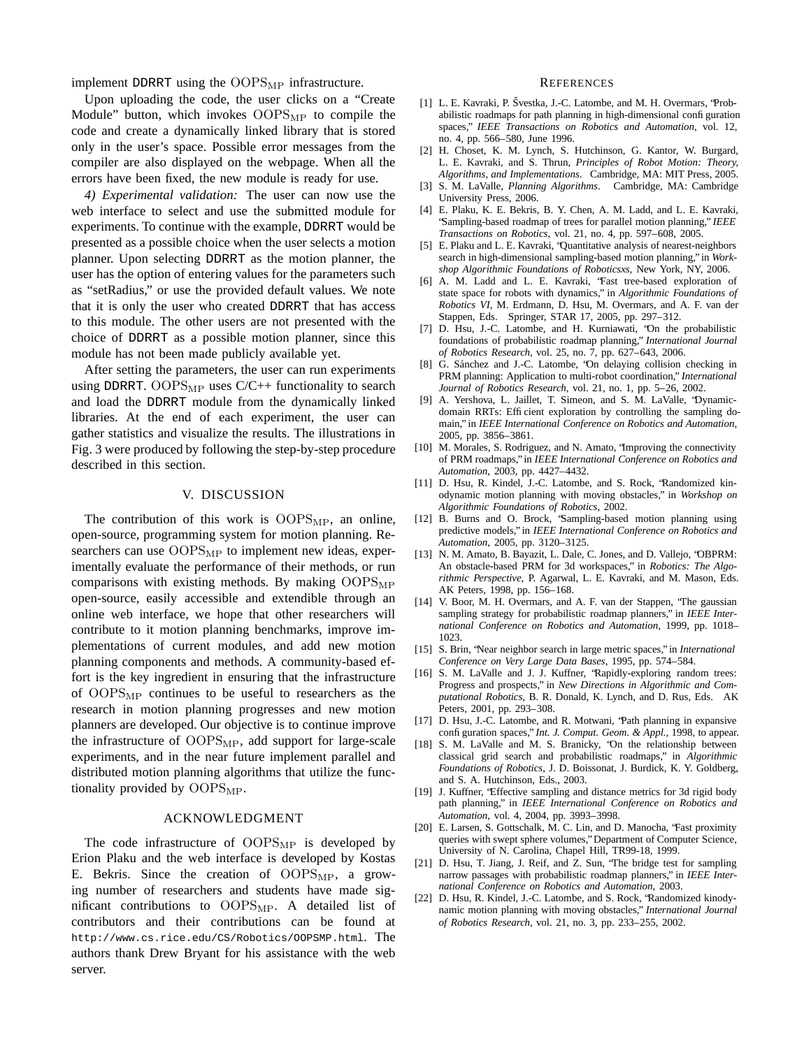implement DDRRT using the $\text{OOPS}_{\text{MP}}$ infrastructure.

Upon uploading the code, the user clicks on a "Create Module" button, which invokes $\text{OOPS}_{\text{MP}}$ to compile the code and create a dynamically linked library that is stored only in the user's space. Possible error messages from the compiler are also displayed on the webpage. When all the errors have been fixed, the new module is ready for use.

*4) Experimental validation:* The user can now use the web interface to select and use the submitted module for experiments. To continue with the example, DDRRT would be presented as a possible choice when the user selects a motion planner. Upon selecting DDRRT as the motion planner, the user has the option of entering values for the parameters such as "setRadius," or use the provided default values. We note that it is only the user who created DDRRT that has access to this module. The other users are not presented with the choice of DDRRT as a possible motion planner, since this module has not been made publicly available yet.

After setting the parameters, the user can run experiments using DDRRT. $\text{OOPS}_{\text{MP}}$ uses C/C++ functionality to search and load the DDRRT module from the dynamically linked libraries. At the end of each experiment, the user can gather statistics and visualize the results. The illustrations in Fig. 3 were produced by following the step-by-step procedure described in this section.

## V. DISCUSSION

The contribution of this work is $\text{OOPS}_{\text{MP}}$, an online, open-source, programming system for motion planning. Researchers can use $\text{OOPS}_{\text{MP}}$ to implement new ideas, experimentally evaluate the performance of their methods, or run comparisons with existing methods. By making $\text{OOPS}_{\text{MP}}$ open-source, easily accessible and extendible through an online web interface, we hope that other researchers will contribute to it motion planning benchmarks, improve implementations of current modules, and add new motion planning components and methods. A community-based effort is the key ingredient in ensuring that the infrastructure of $\text{OOPS}_{\text{MP}}$ continues to be useful to researchers as the research in motion planning progresses and new motion planners are developed. Our objective is to continue improve the infrastructure of $\text{OOPS}_{\text{MP}}$, add support for large-scale experiments, and in the near future implement parallel and distributed motion planning algorithms that utilize the functionality provided by $\text{OOPS}_{\text{MP}}$.

## ACKNOWLEDGMENT

The code infrastructure of $\text{OOPS}_{\text{MP}}$ is developed by Erion Plaku and the web interface is developed by Kostas E. Bekris. Since the creation of $\text{OOPS}_{\text{MP}}$, a growing number of researchers and students have made significant contributions to $\text{OOPS}_{\text{MP}}$. A detailed list of contributors and their contributions can be found at http://www.cs.rice.edu/CS/Robotics/OOPSMP.html. The authors thank Drew Bryant for his assistance with the web server.

## REFERENCES

[1] L. E. Kavraki, P. Švestka, J.-C. Latombe, and M. H. Overmars, "Probabilistic roadmaps for path planning in high-dimensional configuration spaces," *IEEE Transactions on Robotics and Automation*, vol. 12, no. 4, pp. 566–580, June 1996.

[2] H. Choset, K. M. Lynch, S. Hutchinson, G. Kantor, W. Burgard, L. E. Kavraki, and S. Thrun, *Principles of Robot Motion: Theory, Algorithms, and Implementations*. Cambridge, MA: MIT Press, 2005.

[3] S. M. LaValle, *Planning Algorithms*. Cambridge, MA: Cambridge University Press, 2006.

[4] E. Plaku, K. E. Bekris, B. Y. Chen, A. M. Ladd, and L. E. Kavraki, "Sampling-based roadmap of trees for parallel motion planning," *IEEE Transactions on Robotics*, vol. 21, no. 4, pp. 597–608, 2005.

[5] E. Plaku and L. E. Kavraki, "Quantitative analysis of nearest-neighbors search in high-dimensional sampling-based motion planning," in *Workshop Algorithmic Foundations of Roboticsxs*, New York, NY, 2006.

[6] A. M. Ladd and L. E. Kavraki, "Fast tree-based exploration of state space for robots with dynamics," in *Algorithmic Foundations of Robotics VI*, M. Erdmann, D. Hsu, M. Overmars, and A. F. van der Stappen, Eds. Springer, STAR 17, 2005, pp. 297–312.

[7] D. Hsu, J.-C. Latombe, and H. Kurniawati, "On the probabilistic foundations of probabilistic roadmap planning," *International Journal of Robotics Research*, vol. 25, no. 7, pp. 627–643, 2006.

[8] G. Sánchez and J.-C. Latombe, "On delaying collision checking in PRM planning: Application to multi-robot coordination," *International Journal of Robotics Research*, vol. 21, no. 1, pp. 5–26, 2002.

[9] A. Yershova, L. Jaillet, T. Simeon, and S. M. LaValle, "Dynamic-domain RRTs: Efficient exploration by controlling the sampling domain," in *IEEE International Conference on Robotics and Automation*, 2005, pp. 3856–3861.

[10] M. Morales, S. Rodriguez, and N. Amato, "Improving the connectivity of PRM roadmaps," in *IEEE International Conference on Robotics and Automation*, 2003, pp. 4427–4432.

[11] D. Hsu, R. Kindel, J.-C. Latombe, and S. Rock, "Randomized kinodynamic motion planning with moving obstacles," in *Workshop on Algorithmic Foundations of Robotics*, 2002.

[12] B. Burns and O. Brock, "Sampling-based motion planning using predictive models," in *IEEE International Conference on Robotics and Automation*, 2005, pp. 3120–3125.

[13] N. M. Amato, B. Bayazit, L. Dale, C. Jones, and D. Vallejo, "OBPRM: An obstacle-based PRM for 3d workspaces," in *Robotics: The Algorithmic Perspective*, P. Agarwal, L. E. Kavraki, and M. Mason, Eds. AK Peters, 1998, pp. 156–168.

[14] V. Boor, M. H. Overmars, and A. F. van der Stappen, "The gaussian sampling strategy for probabilistic roadmap planners," in *IEEE International Conference on Robotics and Automation*, 1999, pp. 1018–1023.

[15] S. Brin, "Near neighbor search in large metric spaces," in *International Conference on Very Large Data Bases*, 1995, pp. 574–584.

[16] S. M. LaValle and J. J. Kuffner, "Rapidly-exploring random trees: Progress and prospects," in *New Directions in Algorithmic and Computational Robotics*, B. R. Donald, K. Lynch, and D. Rus, Eds. AK Peters, 2001, pp. 293–308.

[17] D. Hsu, J.-C. Latombe, and R. Motwani, "Path planning in expansive configuration spaces," *Int. J. Comput. Geom. & Appl.*, 1998, to appear.

[18] S. M. LaValle and M. S. Branicky, "On the relationship between classical grid search and probabilistic roadmaps," in *Algorithmic Foundations of Robotics*, J. D. Boissonat, J. Burdick, K. Y. Goldberg, and S. A. Hutchinson, Eds., 2003.

[19] J. Kuffner, "Effective sampling and distance metrics for 3d rigid body path planning," in *IEEE International Conference on Robotics and Automation*, vol. 4, 2004, pp. 3993–3998.

[20] E. Larsen, S. Gottschalk, M. C. Lin, and D. Manocha, "Fast proximity queries with swept sphere volumes," Department of Computer Science, University of N. Carolina, Chapel Hill, TR99-18, 1999.

[21] D. Hsu, T. Jiang, J. Reif, and Z. Sun, "The bridge test for sampling narrow passages with probabilistic roadmap planners," in *IEEE International Conference on Robotics and Automation*, 2003.

[22] D. Hsu, R. Kindel, J.-C. Latombe, and S. Rock, "Randomized kinodynamic motion planning with moving obstacles," *International Journal of Robotics Research*, vol. 21, no. 3, pp. 233–255, 2002.